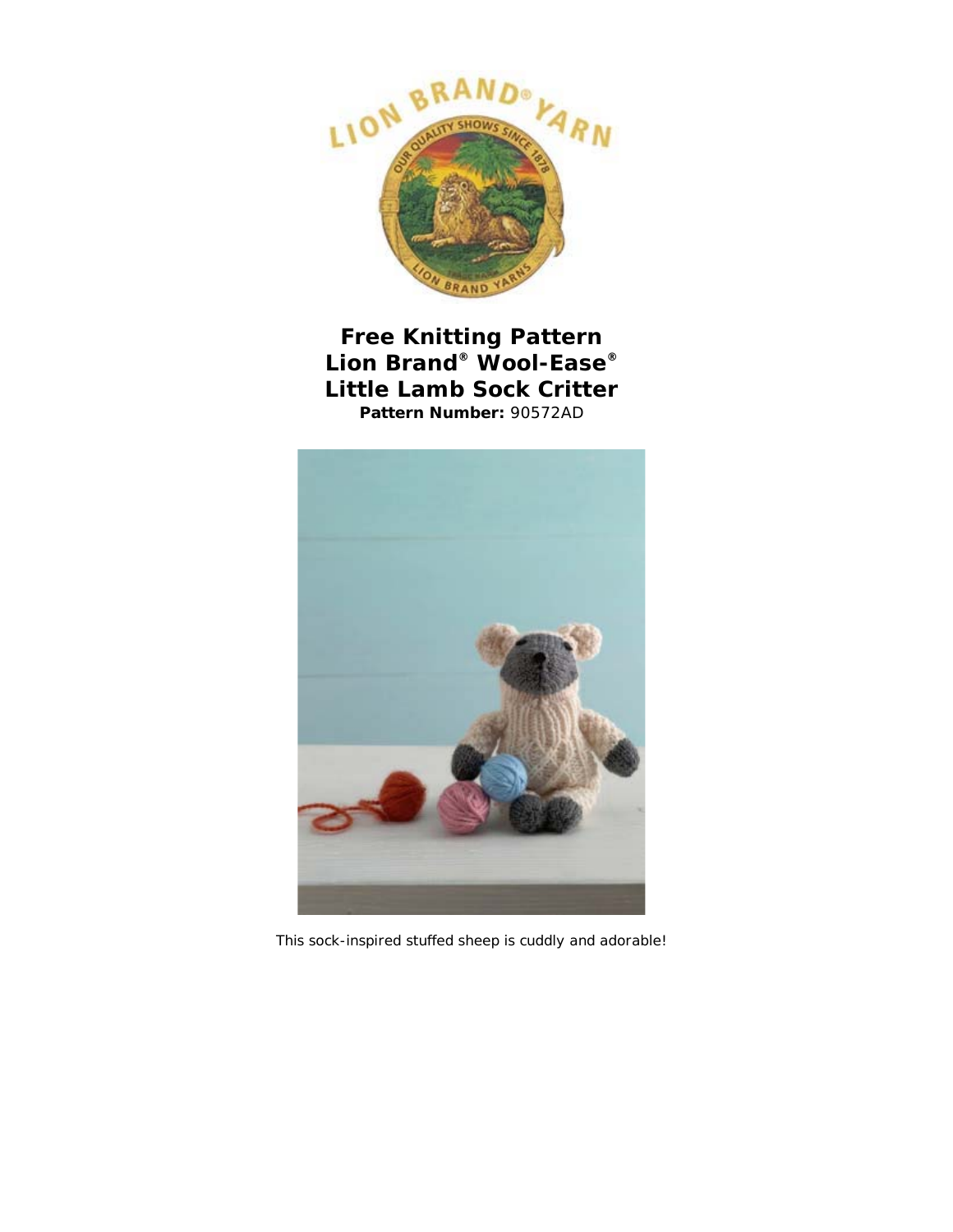**Free Knitting Pattern**
**Lion Brand® Wool-Ease®**
**Little Lamb Sock Critter**
**Pattern Number:** 90572AD

This sock-inspired stuffed sheep is cuddly and adorable!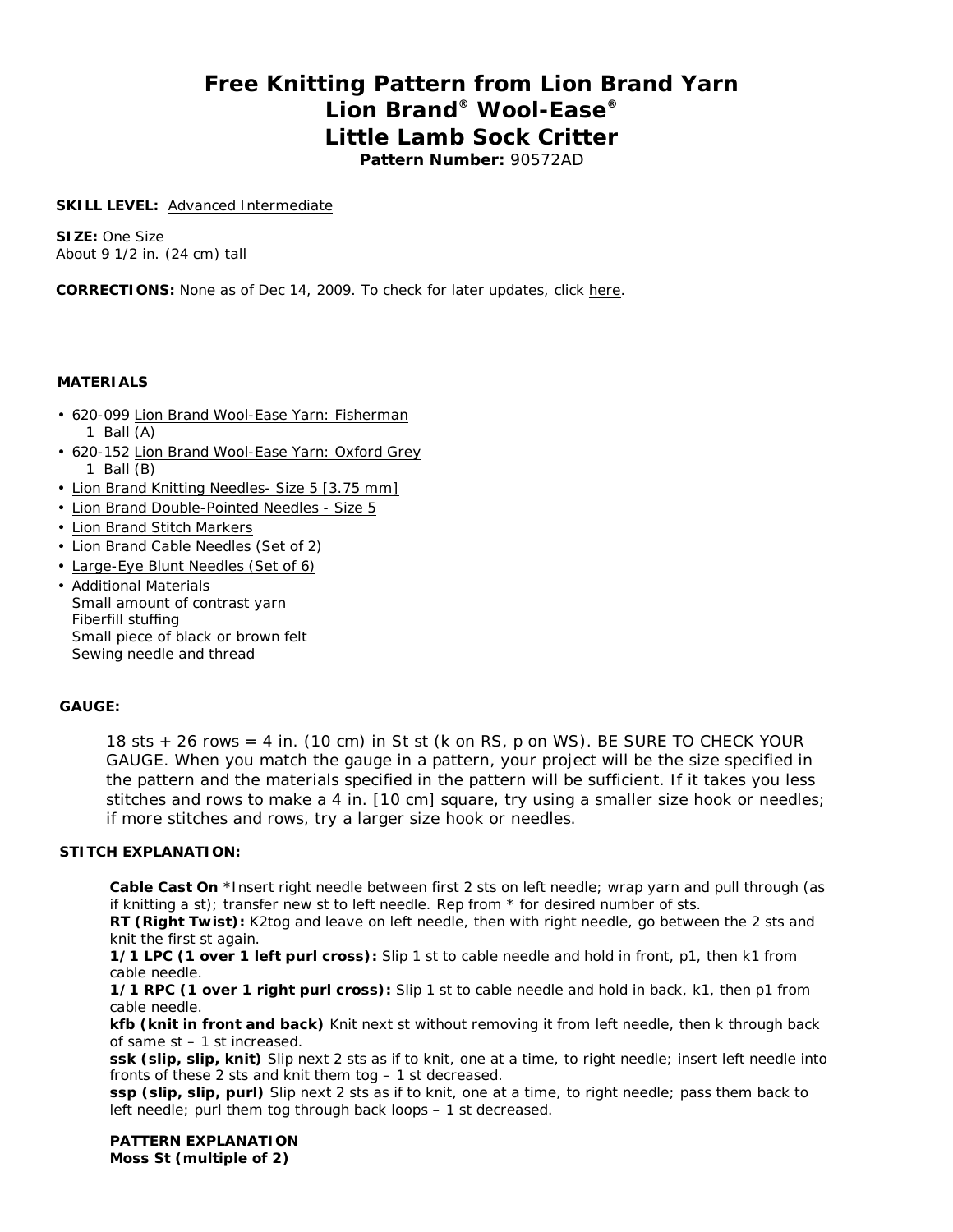# Free Knitting Pattern from Lion Brand Yarn
# Lion Brand® Wool-Ease®
# Little Lamb Sock Critter

**Pattern Number:** 90572AD

**SKILL LEVEL:** Advanced Intermediate

**SIZE:** One Size
About 9 1/2 in. (24 cm) tall

**CORRECTIONS:** None as of Dec 14, 2009. To check for later updates, click here.

**MATERIALS**

- 620-099 Lion Brand Wool-Ease Yarn: Fisherman
  1 Ball (A)
- 620-152 Lion Brand Wool-Ease Yarn: Oxford Grey
  1 Ball (B)
- Lion Brand Knitting Needles- Size 5 [3.75 mm]
- Lion Brand Double-Pointed Needles - Size 5
- Lion Brand Stitch Markers
- Lion Brand Cable Needles (Set of 2)
- Large-Eye Blunt Needles (Set of 6)
- Additional Materials
  Small amount of contrast yarn
  Fiberfill stuffing
  Small piece of black or brown felt
  Sewing needle and thread

**GAUGE:**

18 sts + 26 rows = 4 in. (10 cm) in St st (k on RS, p on WS). BE SURE TO CHECK YOUR GAUGE. When you match the gauge in a pattern, your project will be the size specified in the pattern and the materials specified in the pattern will be sufficient. If it takes you less stitches and rows to make a 4 in. [10 cm] square, try using a smaller size hook or needles; if more stitches and rows, try a larger size hook or needles.

**STITCH EXPLANATION:**

**Cable Cast On** *Insert right needle between first 2 sts on left needle; wrap yarn and pull through (as if knitting a st); transfer new st to left needle. Rep from * for desired number of sts.
**RT (Right Twist):** K2tog and leave on left needle, then with right needle, go between the 2 sts and knit the first st again.
**1/1 LPC (1 over 1 left purl cross):** Slip 1 st to cable needle and hold in front, p1, then k1 from cable needle.
**1/1 RPC (1 over 1 right purl cross):** Slip 1 st to cable needle and hold in back, k1, then p1 from cable needle.
**kfb (knit in front and back)** Knit next st without removing it from left needle, then k through back of same st – 1 st increased.
**ssk (slip, slip, knit)** Slip next 2 sts as if to knit, one at a time, to right needle; insert left needle into fronts of these 2 sts and knit them tog – 1 st decreased.
**ssp (slip, slip, purl)** Slip next 2 sts as if to knit, one at a time, to right needle; pass them back to left needle; purl them tog through back loops – 1 st decreased.

**PATTERN EXPLANATION**
**Moss St (multiple of 2)**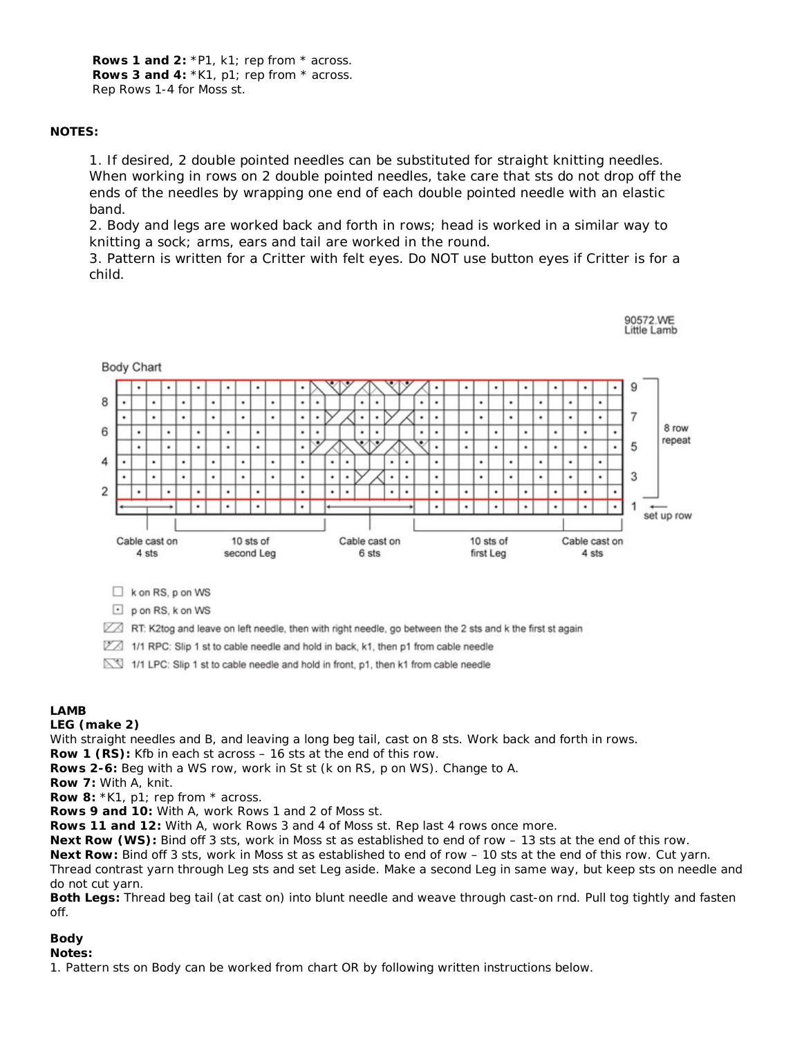**Rows 1 and 2:** *P1, k1; rep from * across.
**Rows 3 and 4:** *K1, p1; rep from * across.
Rep Rows 1-4 for Moss st.

**NOTES:**

1. If desired, 2 double pointed needles can be substituted for straight knitting needles. When working in rows on 2 double pointed needles, take care that sts do not drop off the ends of the needles by wrapping one end of each double pointed needle with an elastic band.
2. Body and legs are worked back and forth in rows; head is worked in a similar way to knitting a sock; arms, ears and tail are worked in the round.
3. Pattern is written for a Critter with felt eyes. Do NOT use button eyes if Critter is for a child.

90572.WE
Little Lamb

Body Chart

8 row repeat

set up row

Cable cast on 4 sts | 10 sts of second Leg | Cable cast on 6 sts | 10 sts of first Leg | Cable cast on 4 sts

- k on RS, p on WS
- p on RS, k on WS
- RT: K2tog and leave on left needle, then with right needle, go between the 2 sts and k the first st again
- 1/1 RPC: Slip 1 st to cable needle and hold in back, k1, then p1 from cable needle
- 1/1 LPC: Slip 1 st to cable needle and hold in front, p1, then k1 from cable needle

**LAMB**

**LEG (make 2)**

With straight needles and B, and leaving a long beg tail, cast on 8 sts. Work back and forth in rows.
**Row 1 (RS):** Kfb in each st across – 16 sts at the end of this row.
**Rows 2-6:** Beg with a WS row, work in St st (k on RS, p on WS). Change to A.
**Row 7:** With A, knit.
**Row 8:** *K1, p1; rep from * across.
**Rows 9 and 10:** With A, work Rows 1 and 2 of Moss st.
**Rows 11 and 12:** With A, work Rows 3 and 4 of Moss st. Rep last 4 rows once more.
**Next Row (WS):** Bind off 3 sts, work in Moss st as established to end of row – 13 sts at the end of this row.
**Next Row:** Bind off 3 sts, work in Moss st as established to end of row – 10 sts at the end of this row. Cut yarn.
Thread contrast yarn through Leg sts and set Leg aside. Make a second Leg in same way, but keep sts on needle and do not cut yarn.
**Both Legs:** Thread beg tail (at cast on) into blunt needle and weave through cast-on rnd. Pull tog tightly and fasten off.

**Body**

**Notes:**

1. Pattern sts on Body can be worked from chart OR by following written instructions below.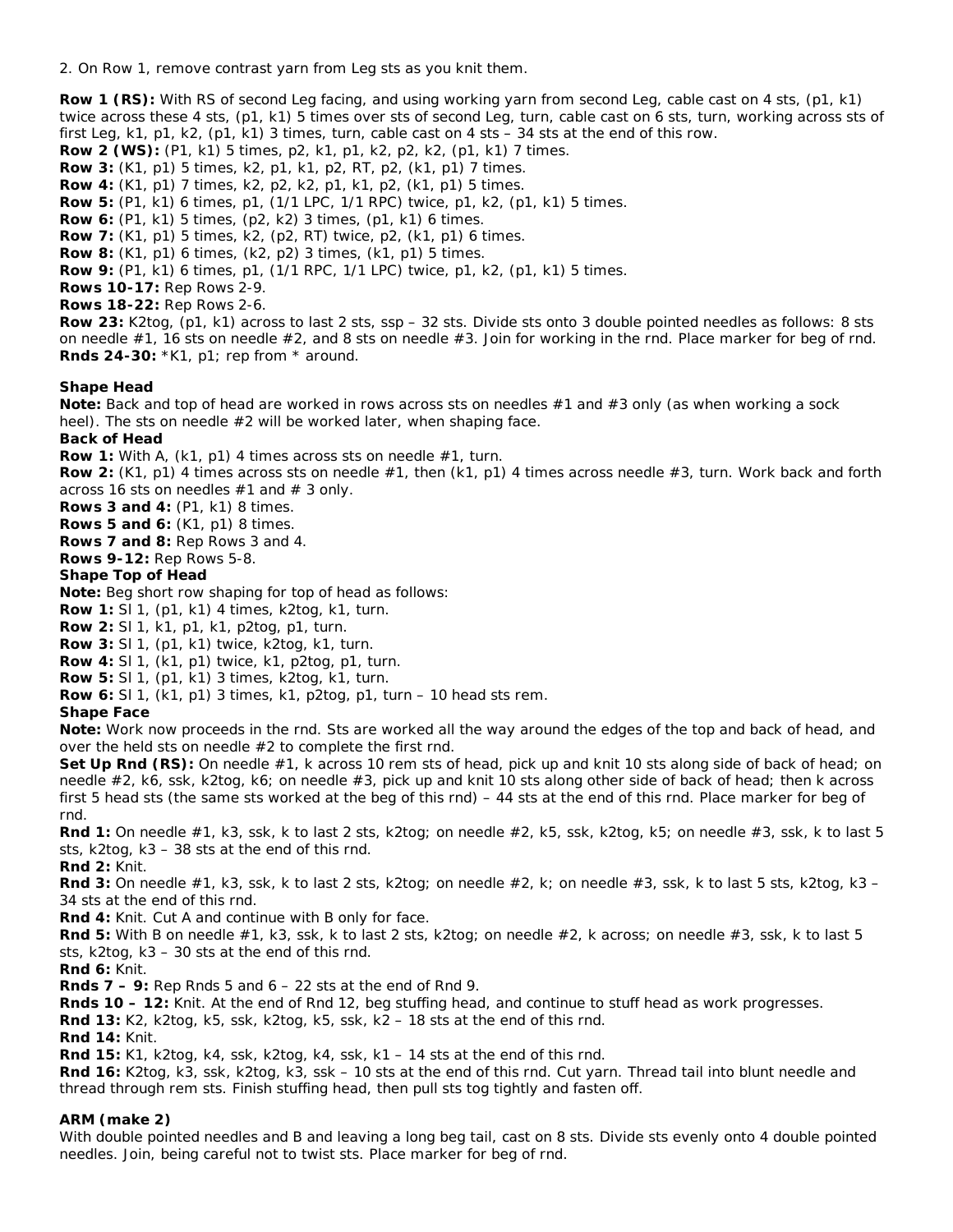2. On Row 1, remove contrast yarn from Leg sts as you knit them.

**Row 1 (RS):** With RS of second Leg facing, and using working yarn from second Leg, cable cast on 4 sts, (p1, k1) twice across these 4 sts, (p1, k1) 5 times over sts of second Leg, turn, cable cast on 6 sts, turn, working across sts of first Leg, k1, p1, k2, (p1, k1) 3 times, turn, cable cast on 4 sts – 34 sts at the end of this row.
**Row 2 (WS):** (P1, k1) 5 times, p2, k1, p1, k2, p2, k2, (p1, k1) 7 times.
**Row 3:** (K1, p1) 5 times, k2, p1, k1, p2, RT, p2, (k1, p1) 7 times.
**Row 4:** (K1, p1) 7 times, k2, p2, k2, p1, k1, p2, (k1, p1) 5 times.
**Row 5:** (P1, k1) 6 times, p1, (1/1 LPC, 1/1 RPC) twice, p1, k2, (p1, k1) 5 times.
**Row 6:** (P1, k1) 5 times, (p2, k2) 3 times, (p1, k1) 6 times.
**Row 7:** (K1, p1) 5 times, k2, (p2, RT) twice, p2, (k1, p1) 6 times.
**Row 8:** (K1, p1) 6 times, (k2, p2) 3 times, (k1, p1) 5 times.
**Row 9:** (P1, k1) 6 times, p1, (1/1 RPC, 1/1 LPC) twice, p1, k2, (p1, k1) 5 times.
**Rows 10-17:** Rep Rows 2-9.
**Rows 18-22:** Rep Rows 2-6.
**Row 23:** K2tog, (p1, k1) across to last 2 sts, ssp – 32 sts. Divide sts onto 3 double pointed needles as follows: 8 sts on needle #1, 16 sts on needle #2, and 8 sts on needle #3. Join for working in the rnd. Place marker for beg of rnd.
**Rnds 24-30:** *K1, p1; rep from * around.

**Shape Head**

**Note:** Back and top of head are worked in rows across sts on needles #1 and #3 only (as when working a sock heel). The sts on needle #2 will be worked later, when shaping face.

**Back of Head**

**Row 1:** With A, (k1, p1) 4 times across sts on needle #1, turn.
**Row 2:** (K1, p1) 4 times across sts on needle #1, then (k1, p1) 4 times across needle #3, turn. Work back and forth across 16 sts on needles #1 and # 3 only.
**Rows 3 and 4:** (P1, k1) 8 times.
**Rows 5 and 6:** (K1, p1) 8 times.
**Rows 7 and 8:** Rep Rows 3 and 4.
**Rows 9-12:** Rep Rows 5-8.

**Shape Top of Head**

**Note:** Beg short row shaping for top of head as follows:
**Row 1:** Sl 1, (p1, k1) 4 times, k2tog, k1, turn.
**Row 2:** Sl 1, k1, p1, k1, p2tog, p1, turn.
**Row 3:** Sl 1, (p1, k1) twice, k2tog, k1, turn.
**Row 4:** Sl 1, (k1, p1) twice, k1, p2tog, p1, turn.
**Row 5:** Sl 1, (p1, k1) 3 times, k2tog, k1, turn.
**Row 6:** Sl 1, (k1, p1) 3 times, k1, p2tog, p1, turn – 10 head sts rem.

**Shape Face**

**Note:** Work now proceeds in the rnd. Sts are worked all the way around the edges of the top and back of head, and over the held sts on needle #2 to complete the first rnd.
**Set Up Rnd (RS):** On needle #1, k across 10 rem sts of head, pick up and knit 10 sts along side of back of head; on needle #2, k6, ssk, k2tog, k6; on needle #3, pick up and knit 10 sts along other side of back of head; then k across first 5 head sts (the same sts worked at the beg of this rnd) – 44 sts at the end of this rnd. Place marker for beg of rnd.
**Rnd 1:** On needle #1, k3, ssk, k to last 2 sts, k2tog; on needle #2, k5, ssk, k2tog, k5; on needle #3, ssk, k to last 5 sts, k2tog, k3 – 38 sts at the end of this rnd.
**Rnd 2:** Knit.
**Rnd 3:** On needle #1, k3, ssk, k to last 2 sts, k2tog; on needle #2, k; on needle #3, ssk, k to last 5 sts, k2tog, k3 – 34 sts at the end of this rnd.
**Rnd 4:** Knit. Cut A and continue with B only for face.
**Rnd 5:** With B on needle #1, k3, ssk, k to last 2 sts, k2tog; on needle #2, k across; on needle #3, ssk, k to last 5 sts, k2tog, k3 – 30 sts at the end of this rnd.
**Rnd 6:** Knit.
**Rnds 7 – 9:** Rep Rnds 5 and 6 – 22 sts at the end of Rnd 9.
**Rnds 10 – 12:** Knit. At the end of Rnd 12, beg stuffing head, and continue to stuff head as work progresses.
**Rnd 13:** K2, k2tog, k5, ssk, k2tog, k5, ssk, k2 – 18 sts at the end of this rnd.
**Rnd 14:** Knit.
**Rnd 15:** K1, k2tog, k4, ssk, k2tog, k4, ssk, k1 – 14 sts at the end of this rnd.
**Rnd 16:** K2tog, k3, ssk, k2tog, k3, ssk – 10 sts at the end of this rnd. Cut yarn. Thread tail into blunt needle and thread through rem sts. Finish stuffing head, then pull sts tog tightly and fasten off.

**ARM (make 2)**

With double pointed needles and B and leaving a long beg tail, cast on 8 sts. Divide sts evenly onto 4 double pointed needles. Join, being careful not to twist sts. Place marker for beg of rnd.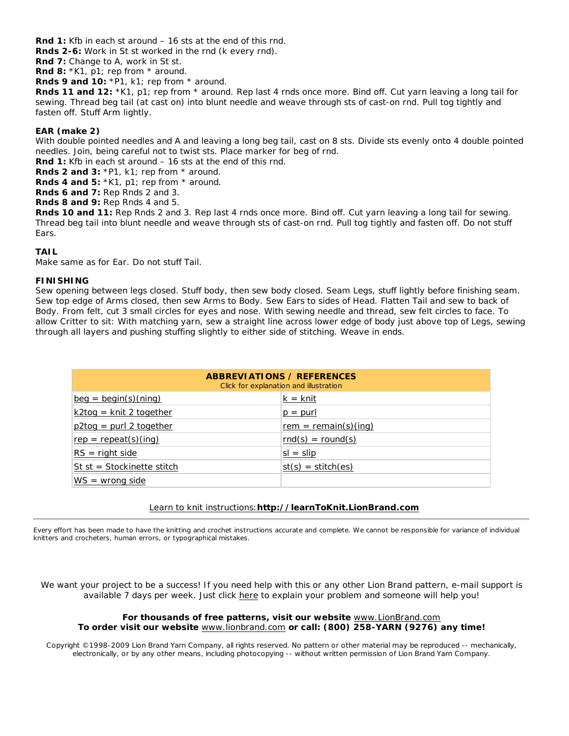**Rnd 1:** Kfb in each st around – 16 sts at the end of this rnd.

**Rnds 2-6:** Work in St st worked in the rnd (k every rnd).

**Rnd 7:** Change to A, work in St st.

**Rnd 8:** *K1, p1; rep from * around.

**Rnds 9 and 10:** *P1, k1; rep from * around.

**Rnds 11 and 12:** *K1, p1; rep from * around. Rep last 4 rnds once more. Bind off. Cut yarn leaving a long tail for sewing. Thread beg tail (at cast on) into blunt needle and weave through sts of cast-on rnd. Pull tog tightly and fasten off. Stuff Arm lightly.

### EAR (make 2)

With double pointed needles and A and leaving a long beg tail, cast on 8 sts. Divide sts evenly onto 4 double pointed needles. Join, being careful not to twist sts. Place marker for beg of rnd.

**Rnd 1:** Kfb in each st around – 16 sts at the end of this rnd.

**Rnds 2 and 3:** *P1, k1; rep from * around.

**Rnds 4 and 5:** *K1, p1; rep from * around.

**Rnds 6 and 7:** Rep Rnds 2 and 3.

**Rnds 8 and 9:** Rep Rnds 4 and 5.

**Rnds 10 and 11:** Rep Rnds 2 and 3. Rep last 4 rnds once more. Bind off. Cut yarn leaving a long tail for sewing. Thread beg tail into blunt needle and weave through sts of cast-on rnd. Pull tog tightly and fasten off. Do not stuff Ears.

### TAIL

Make same as for Ear. Do not stuff Tail.

### FINISHING

Sew opening between legs closed. Stuff body, then sew body closed. Seam Legs, stuff lightly before finishing seam. Sew top edge of Arms closed, then sew Arms to Body. Sew Ears to sides of Head. Flatten Tail and sew to back of Body. From felt, cut 3 small circles for eyes and nose. With sewing needle and thread, sew felt circles to face. To allow Critter to sit: With matching yarn, sew a straight line across lower edge of body just above top of Legs, sewing through all layers and pushing stuffing slightly to either side of stitching. Weave in ends.

| **ABBREVIATIONS / REFERENCES** Click for explanation and illustration | |
|---|---|
| beg = begin(s)(ning) | k = knit |
| k2tog = knit 2 together | p = purl |
| p2tog = purl 2 together | rem = remain(s)(ing) |
| rep = repeat(s)(ing) | rnd(s) = round(s) |
| RS = right side | sl = slip |
| St st = Stockinette stitch | st(s) = stitch(es) |
| WS = wrong side | |

Learn to knit instructions: **http://learnToKnit.LionBrand.com**

---

Every effort has been made to have the knitting and crochet instructions accurate and complete. We cannot be responsible for variance of individual knitters and crocheters, human errors, or typographical mistakes.

We want your project to be a success! If you need help with this or any other Lion Brand pattern, e-mail support is available 7 days per week. Just click here to explain your problem and someone will help you!

**For thousands of free patterns, visit our website** www.LionBrand.com
**To order visit our website** www.lionbrand.com **or call: (800) 258-YARN (9276) any time!**

Copyright ©1998-2009 Lion Brand Yarn Company, all rights reserved. No pattern or other material may be reproduced -- mechanically, electronically, or by any other means, including photocopying -- without written permission of Lion Brand Yarn Company.